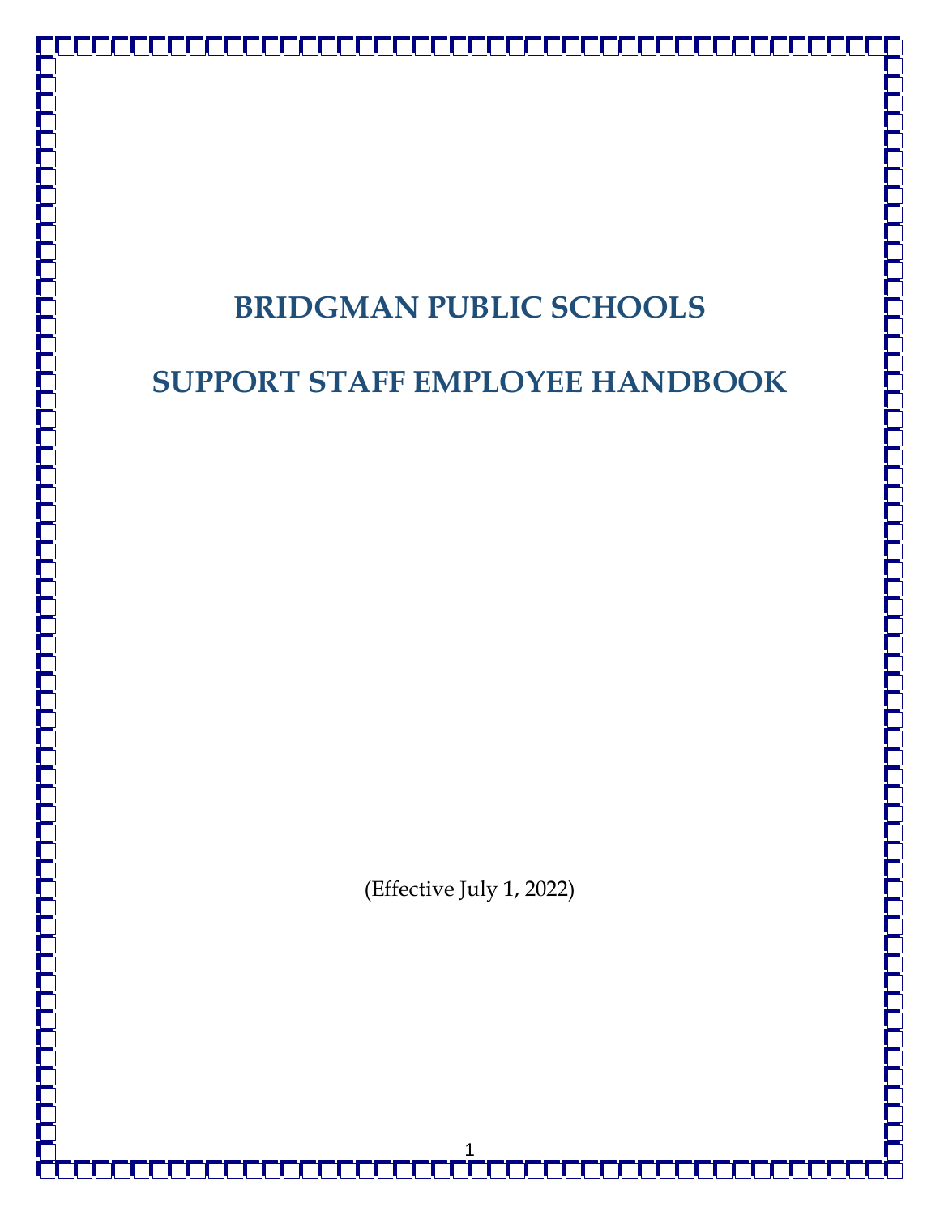# BRIDGMAN PUBLIC SCHOOLS

# SUPPORT STAFF EMPLOYEE HANDBOOK

(Effective July 1, 2022)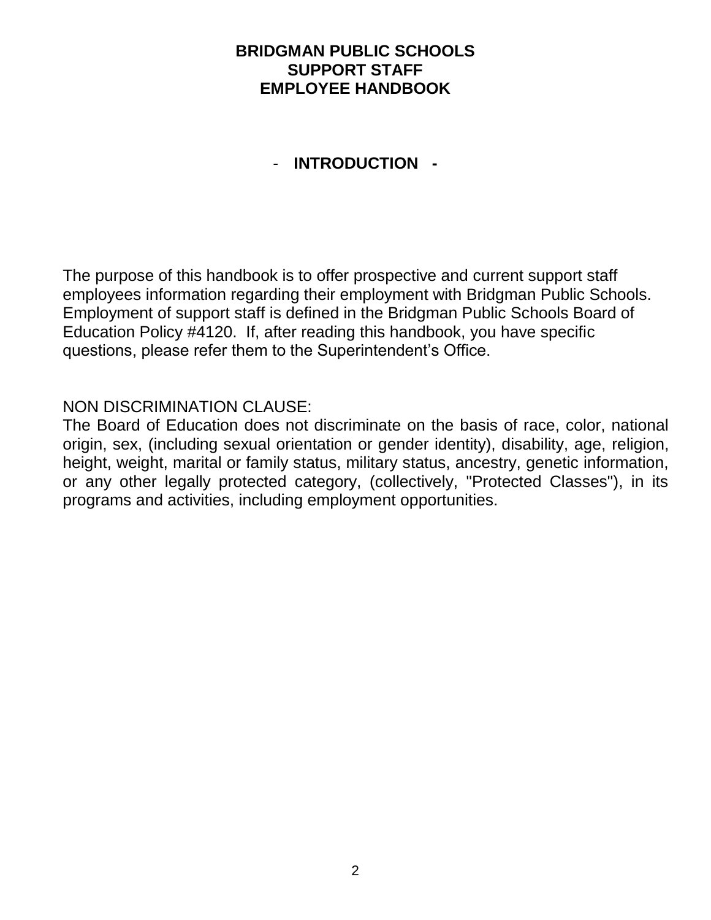# BRIDGMAN PUBLIC SCHOOLS
# SUPPORT STAFF
# EMPLOYEE HANDBOOK

## - INTRODUCTION -

The purpose of this handbook is to offer prospective and current support staff employees information regarding their employment with Bridgman Public Schools. Employment of support staff is defined in the Bridgman Public Schools Board of Education Policy #4120. If, after reading this handbook, you have specific questions, please refer them to the Superintendent's Office.

NON DISCRIMINATION CLAUSE:
The Board of Education does not discriminate on the basis of race, color, national origin, sex, (including sexual orientation or gender identity), disability, age, religion, height, weight, marital or family status, military status, ancestry, genetic information, or any other legally protected category, (collectively, "Protected Classes"), in its programs and activities, including employment opportunities.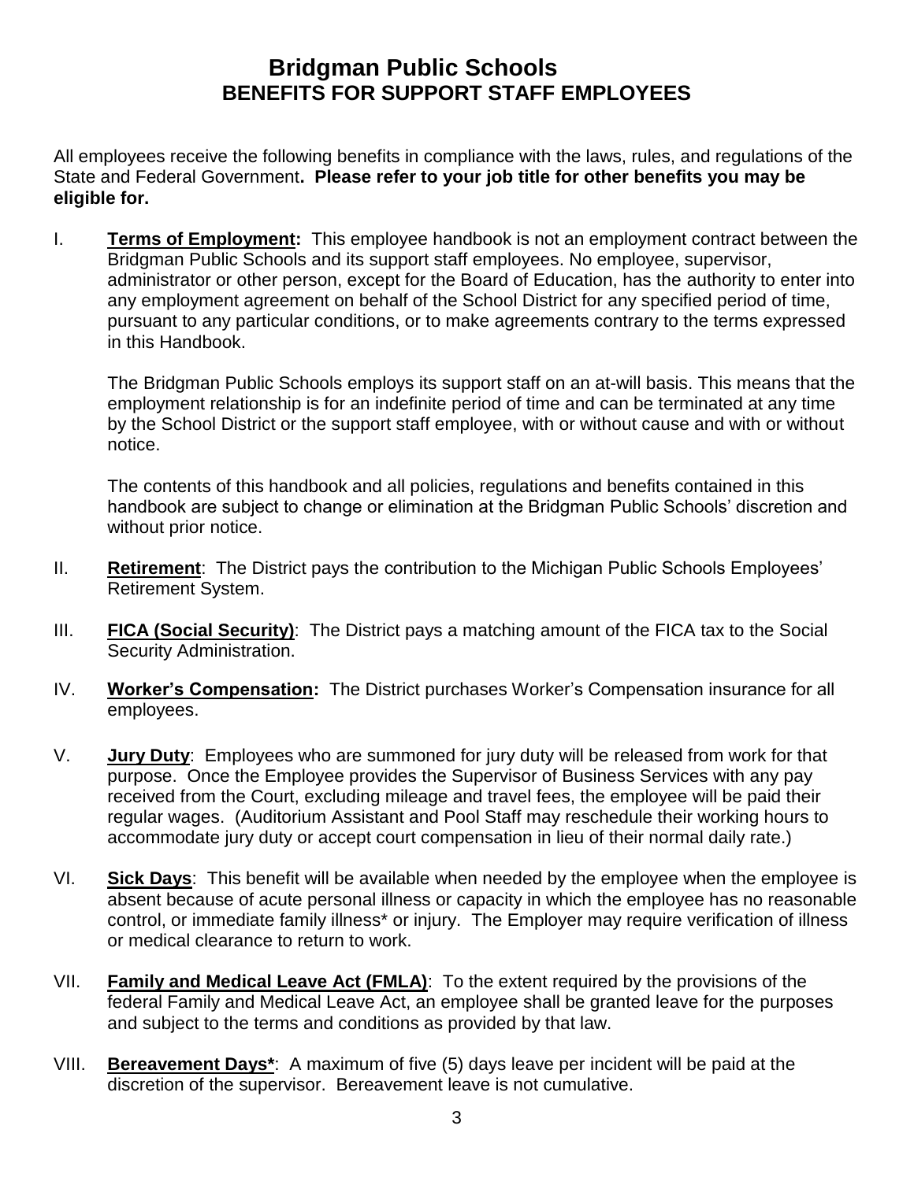# Bridgman Public Schools

## BENEFITS FOR SUPPORT STAFF EMPLOYEES

All employees receive the following benefits in compliance with the laws, rules, and regulations of the State and Federal Government**. Please refer to your job title for other benefits you may be eligible for.**

I. **Terms of Employment:** This employee handbook is not an employment contract between the Bridgman Public Schools and its support staff employees. No employee, supervisor, administrator or other person, except for the Board of Education, has the authority to enter into any employment agreement on behalf of the School District for any specified period of time, pursuant to any particular conditions, or to make agreements contrary to the terms expressed in this Handbook.

   The Bridgman Public Schools employs its support staff on an at-will basis. This means that the employment relationship is for an indefinite period of time and can be terminated at any time by the School District or the support staff employee, with or without cause and with or without notice.

   The contents of this handbook and all policies, regulations and benefits contained in this handbook are subject to change or elimination at the Bridgman Public Schools' discretion and without prior notice.

II. **Retirement**: The District pays the contribution to the Michigan Public Schools Employees' Retirement System.

III. **FICA (Social Security)**: The District pays a matching amount of the FICA tax to the Social Security Administration.

IV. **Worker's Compensation:** The District purchases Worker's Compensation insurance for all employees.

V. **Jury Duty**: Employees who are summoned for jury duty will be released from work for that purpose. Once the Employee provides the Supervisor of Business Services with any pay received from the Court, excluding mileage and travel fees, the employee will be paid their regular wages. (Auditorium Assistant and Pool Staff may reschedule their working hours to accommodate jury duty or accept court compensation in lieu of their normal daily rate.)

VI. **Sick Days**: This benefit will be available when needed by the employee when the employee is absent because of acute personal illness or capacity in which the employee has no reasonable control, or immediate family illness* or injury. The Employer may require verification of illness or medical clearance to return to work.

VII. **Family and Medical Leave Act (FMLA)**: To the extent required by the provisions of the federal Family and Medical Leave Act, an employee shall be granted leave for the purposes and subject to the terms and conditions as provided by that law.

VIII. **Bereavement Days***: A maximum of five (5) days leave per incident will be paid at the discretion of the supervisor. Bereavement leave is not cumulative.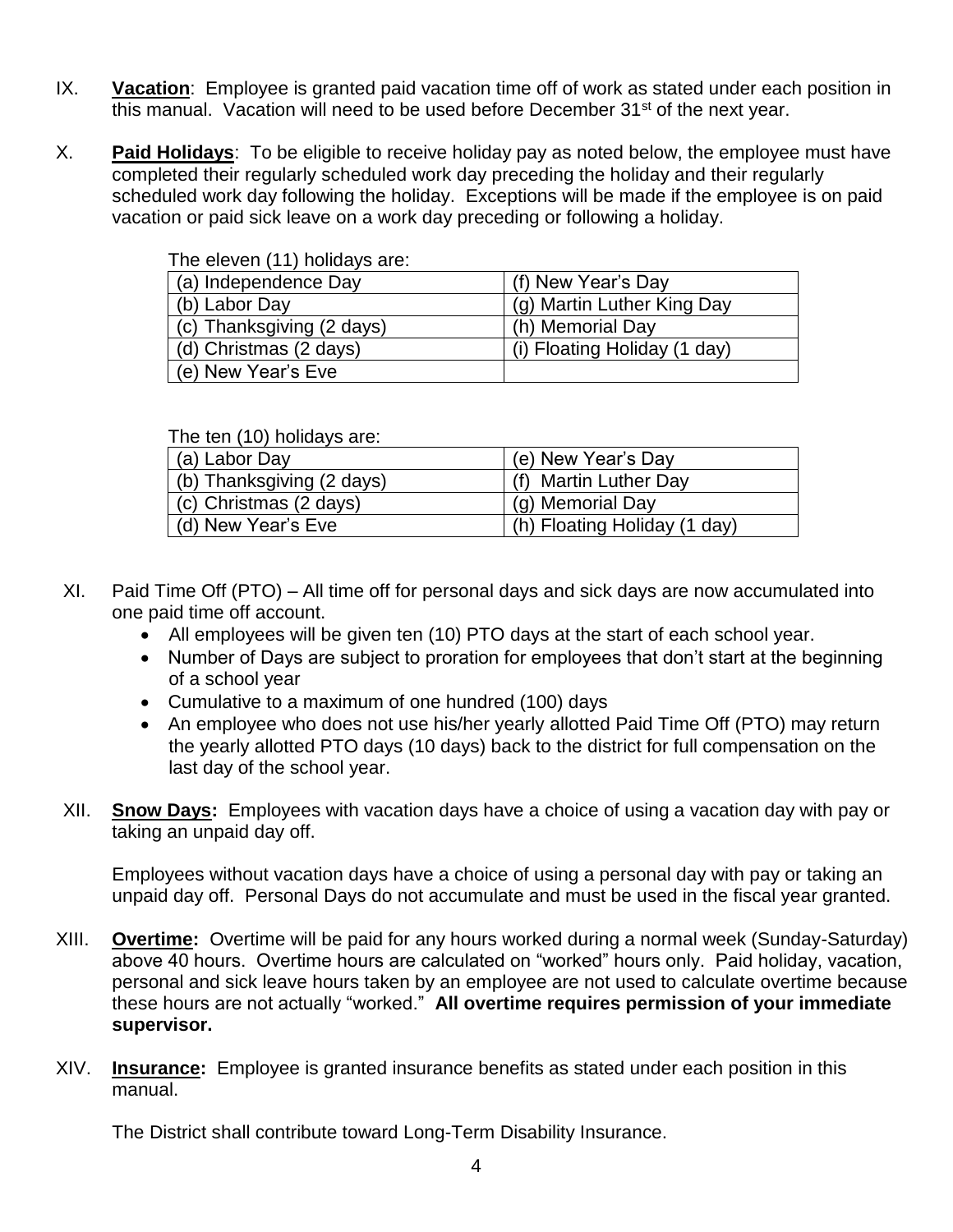IX. **Vacation**: Employee is granted paid vacation time off of work as stated under each position in this manual. Vacation will need to be used before December 31st of the next year.

X. **Paid Holidays**: To be eligible to receive holiday pay as noted below, the employee must have completed their regularly scheduled work day preceding the holiday and their regularly scheduled work day following the holiday. Exceptions will be made if the employee is on paid vacation or paid sick leave on a work day preceding or following a holiday.

The eleven (11) holidays are:

| | |
|---|---|
| (a) Independence Day | (f) New Year's Day |
| (b) Labor Day | (g) Martin Luther King Day |
| (c) Thanksgiving (2 days) | (h) Memorial Day |
| (d) Christmas (2 days) | (i) Floating Holiday (1 day) |
| (e) New Year's Eve | |

The ten (10) holidays are:

| | |
|---|---|
| (a) Labor Day | (e) New Year's Day |
| (b) Thanksgiving (2 days) | (f) Martin Luther Day |
| (c) Christmas (2 days) | (g) Memorial Day |
| (d) New Year's Eve | (h) Floating Holiday (1 day) |

XI. Paid Time Off (PTO) – All time off for personal days and sick days are now accumulated into one paid time off account.

- All employees will be given ten (10) PTO days at the start of each school year.
- Number of Days are subject to proration for employees that don't start at the beginning of a school year
- Cumulative to a maximum of one hundred (100) days
- An employee who does not use his/her yearly allotted Paid Time Off (PTO) may return the yearly allotted PTO days (10 days) back to the district for full compensation on the last day of the school year.

XII. **Snow Days:** Employees with vacation days have a choice of using a vacation day with pay or taking an unpaid day off.

Employees without vacation days have a choice of using a personal day with pay or taking an unpaid day off. Personal Days do not accumulate and must be used in the fiscal year granted.

XIII. **Overtime:** Overtime will be paid for any hours worked during a normal week (Sunday-Saturday) above 40 hours. Overtime hours are calculated on "worked" hours only. Paid holiday, vacation, personal and sick leave hours taken by an employee are not used to calculate overtime because these hours are not actually "worked." **All overtime requires permission of your immediate supervisor.**

XIV. **Insurance:** Employee is granted insurance benefits as stated under each position in this manual.

The District shall contribute toward Long-Term Disability Insurance.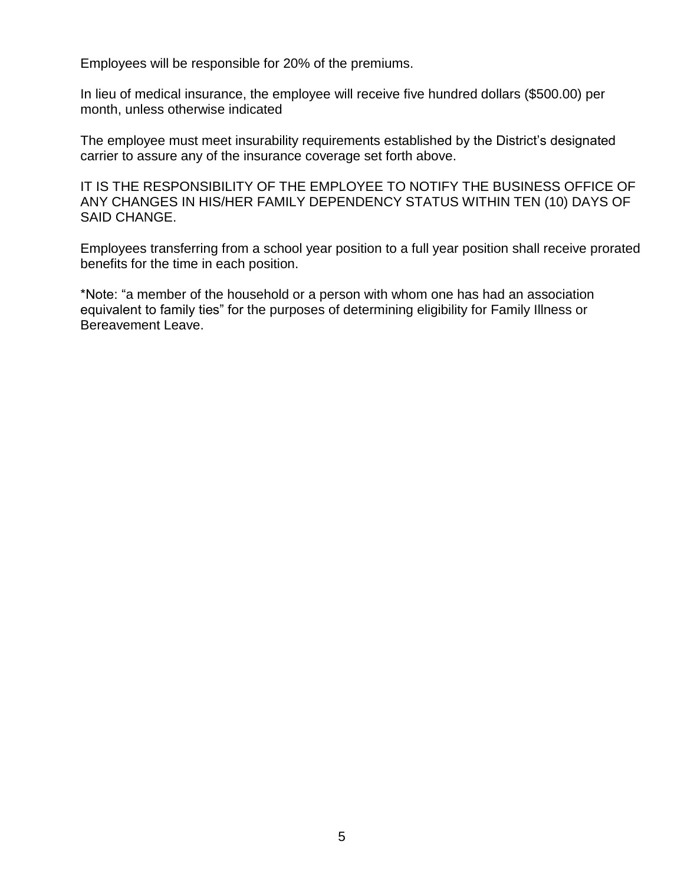Employees will be responsible for 20% of the premiums.

In lieu of medical insurance, the employee will receive five hundred dollars ($500.00) per month, unless otherwise indicated

The employee must meet insurability requirements established by the District's designated carrier to assure any of the insurance coverage set forth above.

IT IS THE RESPONSIBILITY OF THE EMPLOYEE TO NOTIFY THE BUSINESS OFFICE OF ANY CHANGES IN HIS/HER FAMILY DEPENDENCY STATUS WITHIN TEN (10) DAYS OF SAID CHANGE.

Employees transferring from a school year position to a full year position shall receive prorated benefits for the time in each position.

*Note: "a member of the household or a person with whom one has had an association equivalent to family ties" for the purposes of determining eligibility for Family Illness or Bereavement Leave.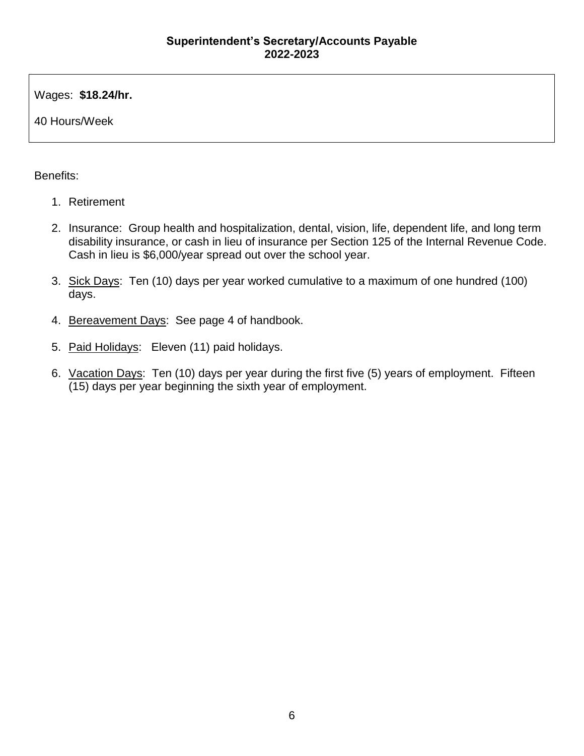## Superintendent's Secretary/Accounts Payable
## 2022-2023

Wages: **$18.24/hr.**

40 Hours/Week

Benefits:

1. Retirement
2. Insurance: Group health and hospitalization, dental, vision, life, dependent life, and long term disability insurance, or cash in lieu of insurance per Section 125 of the Internal Revenue Code. Cash in lieu is $6,000/year spread out over the school year.
3. Sick Days: Ten (10) days per year worked cumulative to a maximum of one hundred (100) days.
4. Bereavement Days: See page 4 of handbook.
5. Paid Holidays: Eleven (11) paid holidays.
6. Vacation Days: Ten (10) days per year during the first five (5) years of employment. Fifteen (15) days per year beginning the sixth year of employment.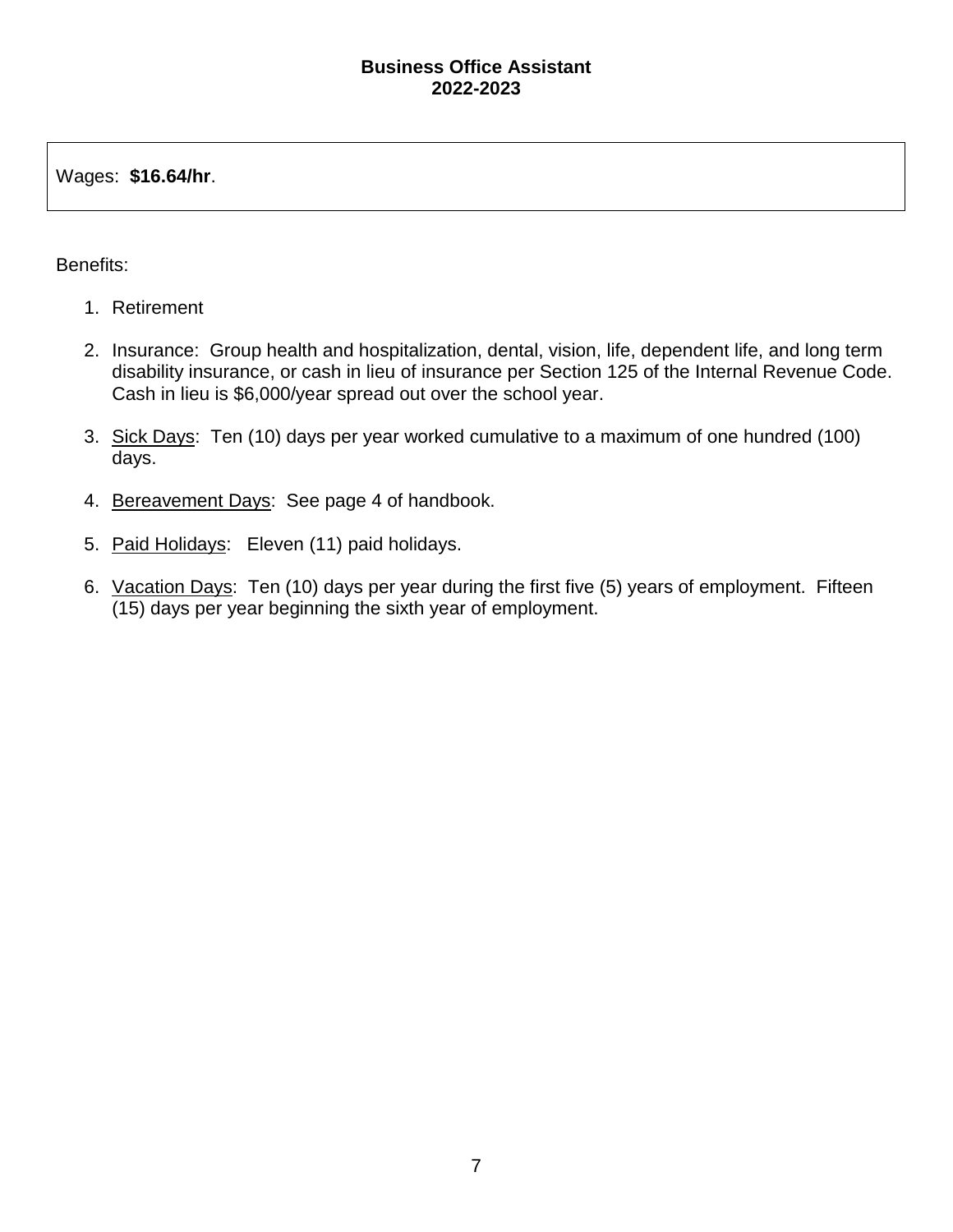## Business Office Assistant
## 2022-2023

Wages: **$16.64/hr**.

Benefits:

1. Retirement
2. Insurance: Group health and hospitalization, dental, vision, life, dependent life, and long term disability insurance, or cash in lieu of insurance per Section 125 of the Internal Revenue Code. Cash in lieu is $6,000/year spread out over the school year.
3. <u>Sick Days</u>: Ten (10) days per year worked cumulative to a maximum of one hundred (100) days.
4. <u>Bereavement Days</u>: See page 4 of handbook.
5. <u>Paid Holidays</u>: Eleven (11) paid holidays.
6. <u>Vacation Days</u>: Ten (10) days per year during the first five (5) years of employment. Fifteen (15) days per year beginning the sixth year of employment.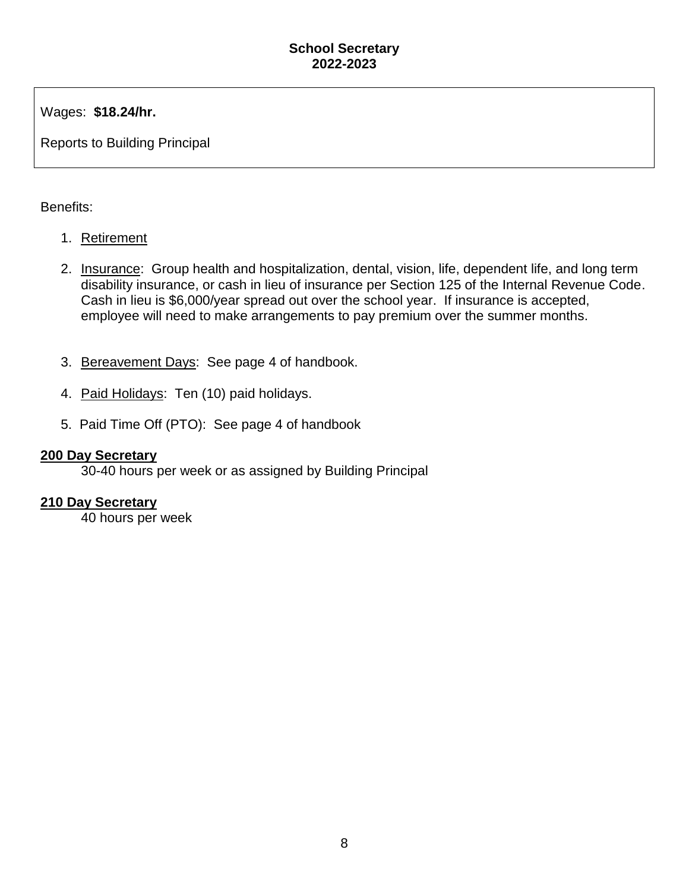**School Secretary**
**2022-2023**

Wages: **$18.24/hr.**

Reports to Building Principal

Benefits:

1. Retirement
2. Insurance: Group health and hospitalization, dental, vision, life, dependent life, and long term disability insurance, or cash in lieu of insurance per Section 125 of the Internal Revenue Code. Cash in lieu is $6,000/year spread out over the school year. If insurance is accepted, employee will need to make arrangements to pay premium over the summer months.
3. Bereavement Days: See page 4 of handbook.
4. Paid Holidays: Ten (10) paid holidays.
5. Paid Time Off (PTO): See page 4 of handbook

**200 Day Secretary**

30-40 hours per week or as assigned by Building Principal

**210 Day Secretary**

40 hours per week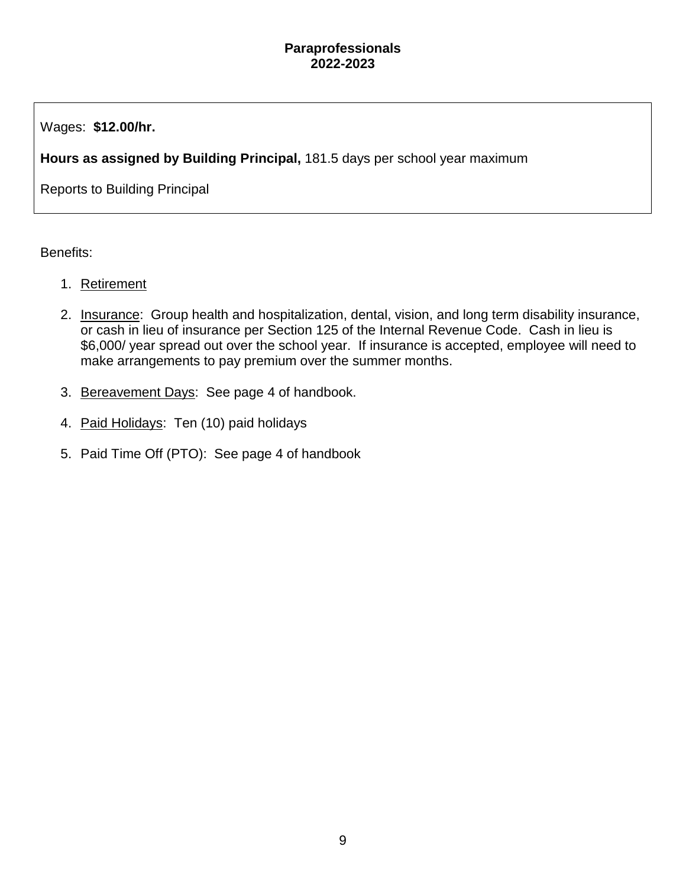## Paraprofessionals
## 2022-2023

Wages: **$12.00/hr.**

**Hours as assigned by Building Principal,** 181.5 days per school year maximum

Reports to Building Principal

Benefits:

1. Retirement

2. Insurance: Group health and hospitalization, dental, vision, and long term disability insurance, or cash in lieu of insurance per Section 125 of the Internal Revenue Code. Cash in lieu is $6,000/ year spread out over the school year. If insurance is accepted, employee will need to make arrangements to pay premium over the summer months.

3. Bereavement Days: See page 4 of handbook.

4. Paid Holidays: Ten (10) paid holidays

5. Paid Time Off (PTO): See page 4 of handbook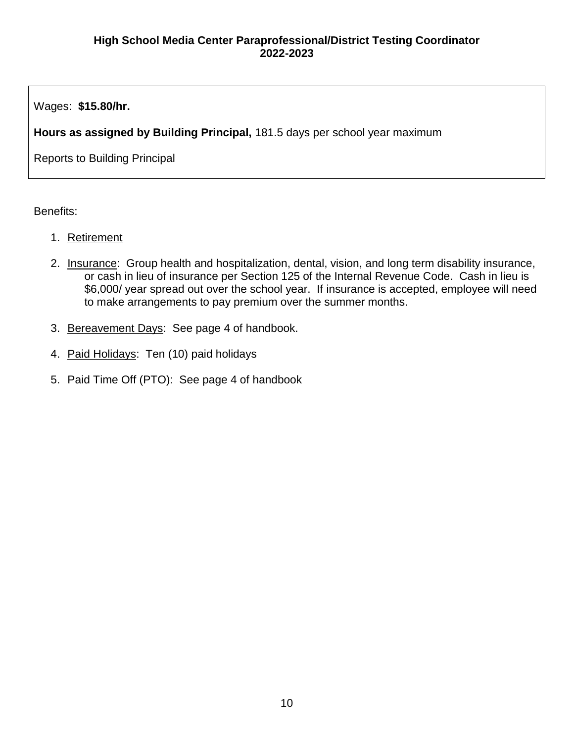## High School Media Center Paraprofessional/District Testing Coordinator
## 2022-2023

Wages: **$15.80/hr.**

**Hours as assigned by Building Principal,** 181.5 days per school year maximum

Reports to Building Principal

Benefits:

1. Retirement
2. Insurance: Group health and hospitalization, dental, vision, and long term disability insurance, or cash in lieu of insurance per Section 125 of the Internal Revenue Code. Cash in lieu is $6,000/ year spread out over the school year. If insurance is accepted, employee will need to make arrangements to pay premium over the summer months.
3. Bereavement Days: See page 4 of handbook.
4. Paid Holidays: Ten (10) paid holidays
5. Paid Time Off (PTO): See page 4 of handbook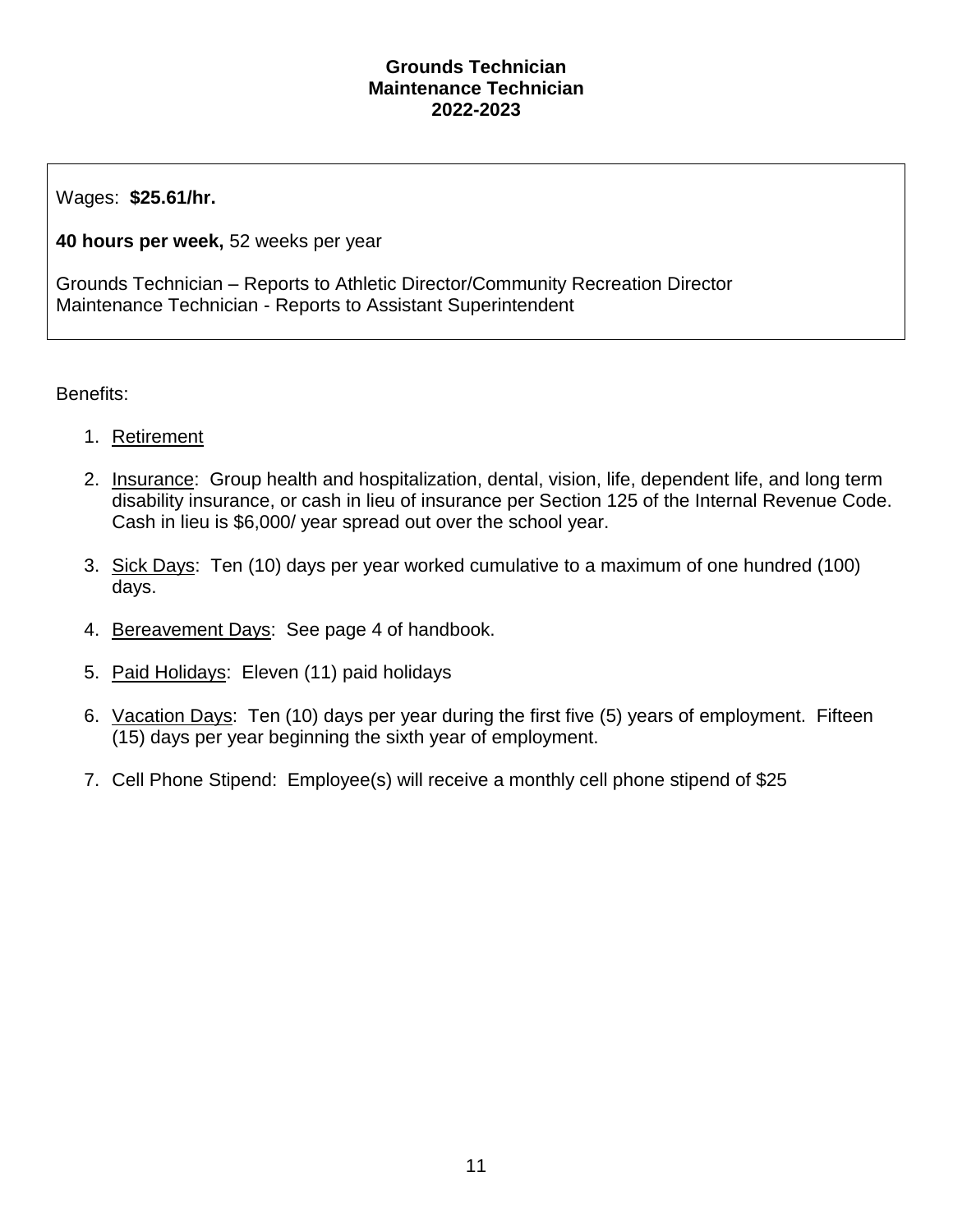## Grounds Technician
## Maintenance Technician
## 2022-2023

Wages: **$25.61/hr.**

**40 hours per week,** 52 weeks per year

Grounds Technician – Reports to Athletic Director/Community Recreation Director
Maintenance Technician - Reports to Assistant Superintendent

Benefits:

1. Retirement

2. Insurance: Group health and hospitalization, dental, vision, life, dependent life, and long term disability insurance, or cash in lieu of insurance per Section 125 of the Internal Revenue Code. Cash in lieu is $6,000/ year spread out over the school year.

3. Sick Days: Ten (10) days per year worked cumulative to a maximum of one hundred (100) days.

4. Bereavement Days: See page 4 of handbook.

5. Paid Holidays: Eleven (11) paid holidays

6. Vacation Days: Ten (10) days per year during the first five (5) years of employment. Fifteen (15) days per year beginning the sixth year of employment.

7. Cell Phone Stipend: Employee(s) will receive a monthly cell phone stipend of $25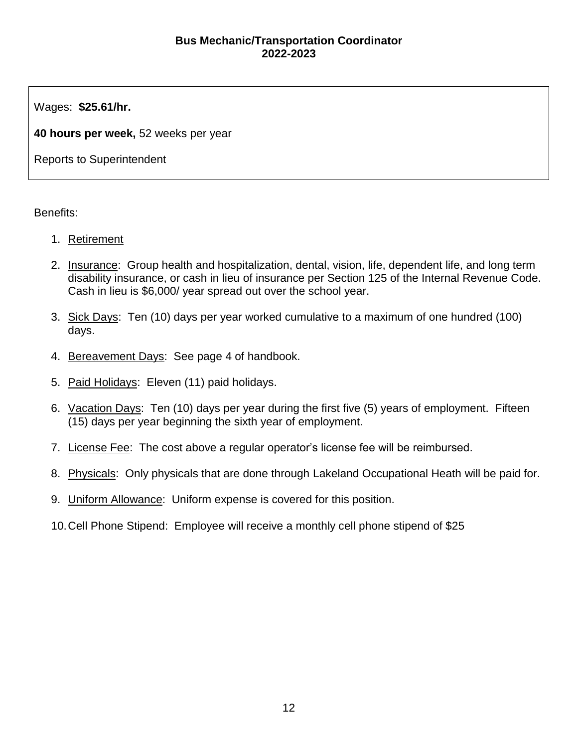## Bus Mechanic/Transportation Coordinator
## 2022-2023

Wages: **$25.61/hr.**

**40 hours per week,** 52 weeks per year

Reports to Superintendent

Benefits:

1. Retirement
2. Insurance: Group health and hospitalization, dental, vision, life, dependent life, and long term disability insurance, or cash in lieu of insurance per Section 125 of the Internal Revenue Code. Cash in lieu is $6,000/ year spread out over the school year.
3. Sick Days: Ten (10) days per year worked cumulative to a maximum of one hundred (100) days.
4. Bereavement Days: See page 4 of handbook.
5. Paid Holidays: Eleven (11) paid holidays.
6. Vacation Days: Ten (10) days per year during the first five (5) years of employment. Fifteen (15) days per year beginning the sixth year of employment.
7. License Fee: The cost above a regular operator's license fee will be reimbursed.
8. Physicals: Only physicals that are done through Lakeland Occupational Heath will be paid for.
9. Uniform Allowance: Uniform expense is covered for this position.
10. Cell Phone Stipend: Employee will receive a monthly cell phone stipend of $25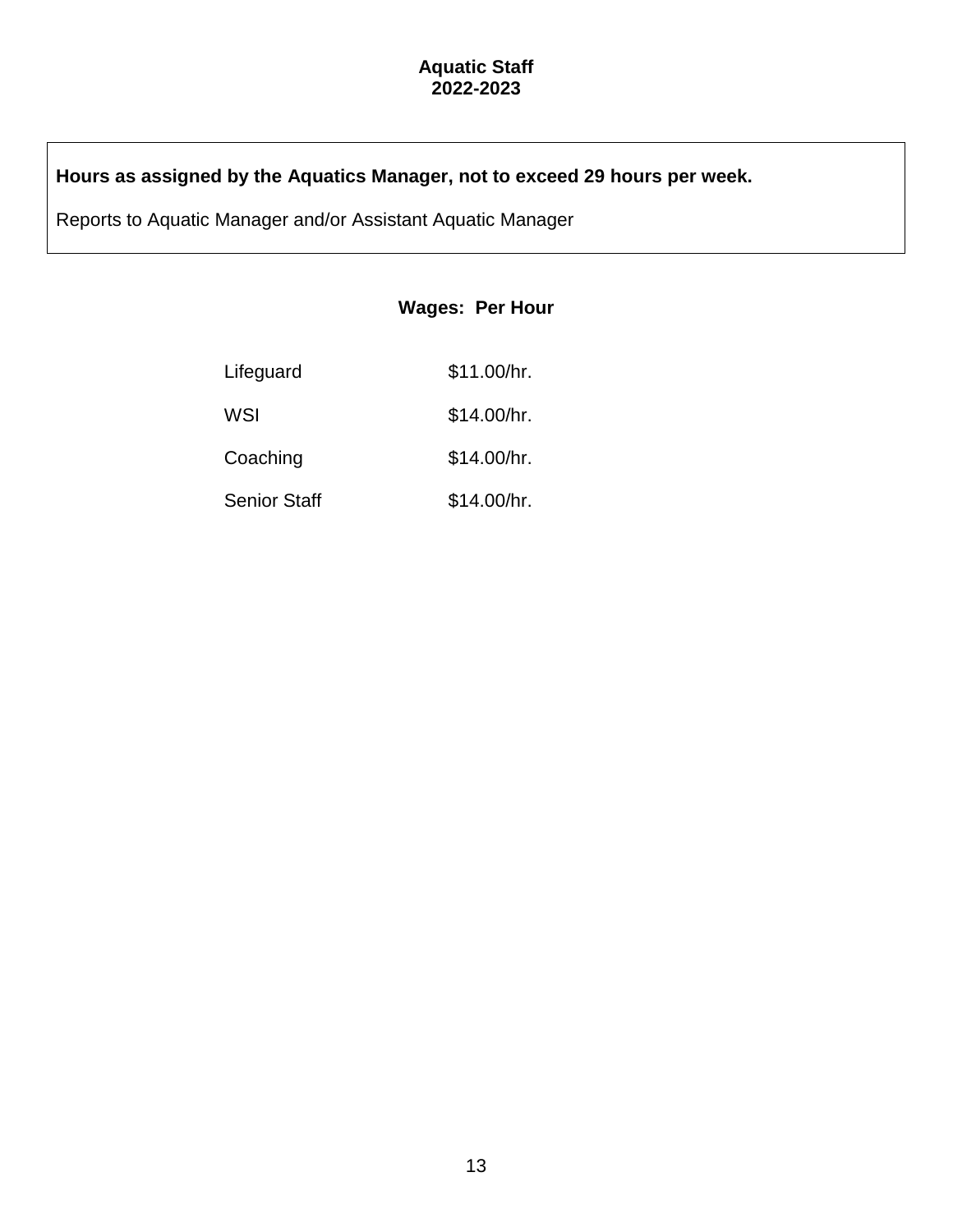# Aquatic Staff
## 2022-2023

**Hours as assigned by the Aquatics Manager, not to exceed 29 hours per week.**

Reports to Aquatic Manager and/or Assistant Aquatic Manager

### Wages: Per Hour

| Position | Wage |
|---|---|
| Lifeguard | $11.00/hr. |
| WSI | $14.00/hr. |
| Coaching | $14.00/hr. |
| Senior Staff | $14.00/hr. |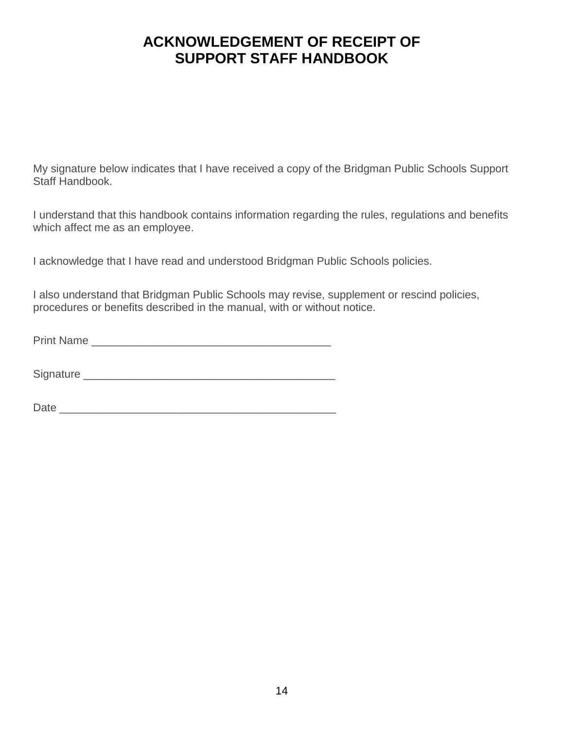# ACKNOWLEDGEMENT OF RECEIPT OF SUPPORT STAFF HANDBOOK

My signature below indicates that I have received a copy of the Bridgman Public Schools Support Staff Handbook.

I understand that this handbook contains information regarding the rules, regulations and benefits which affect me as an employee.

I acknowledge that I have read and understood Bridgman Public Schools policies.

I also understand that Bridgman Public Schools may revise, supplement or rescind policies, procedures or benefits described in the manual, with or without notice.

Print Name ______________________________________

Signature ________________________________________

Date ____________________________________________